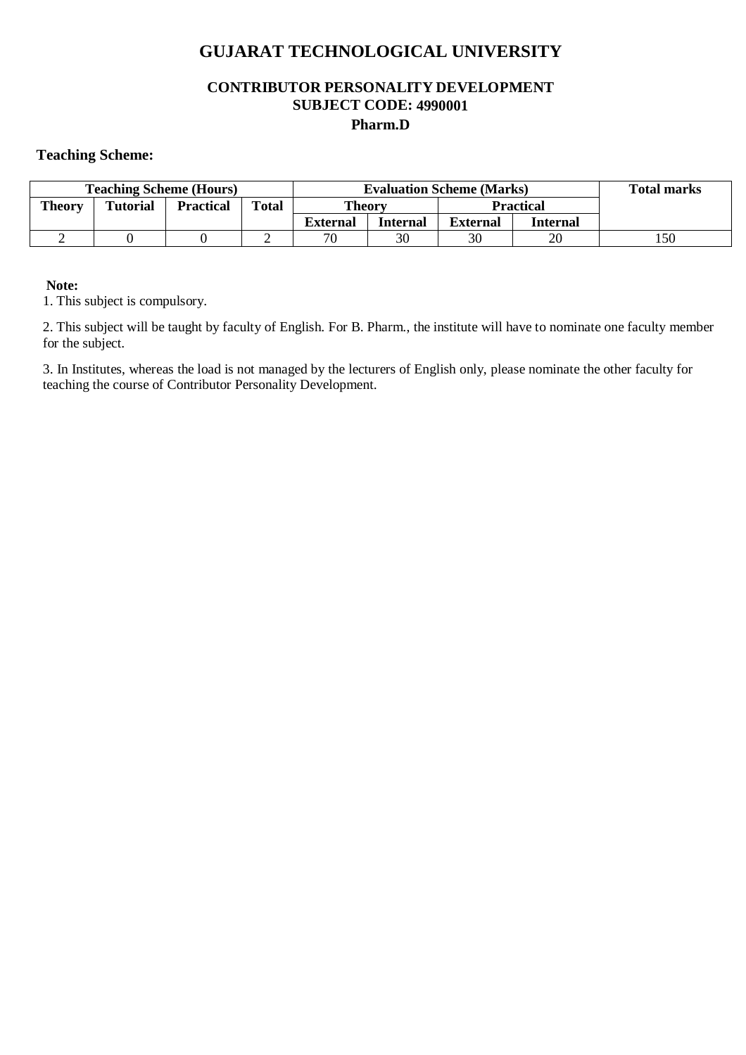# GUJARAT TECHNOLOGICAL UNIVERSITY

## CONTRIBUTOR PERSONALITY DEVELOPMENT
## SUBJECT CODE: 4990001
## Pharm.D

**Teaching Scheme:**

| Teaching Scheme (Hours) | | | | Evaluation Scheme (Marks) | | | | Total marks |
|---|---|---|---|---|---|---|---|---|
| Theory | Tutorial | Practical | Total | Theory | | Practical | | |
| | | | | External | Internal | External | Internal | |
| 2 | 0 | 0 | 2 | 70 | 30 | 30 | 20 | 150 |

**Note:**

1. This subject is compulsory.

2. This subject will be taught by faculty of English. For B. Pharm., the institute will have to nominate one faculty member for the subject.

3. In Institutes, whereas the load is not managed by the lecturers of English only, please nominate the other faculty for teaching the course of Contributor Personality Development.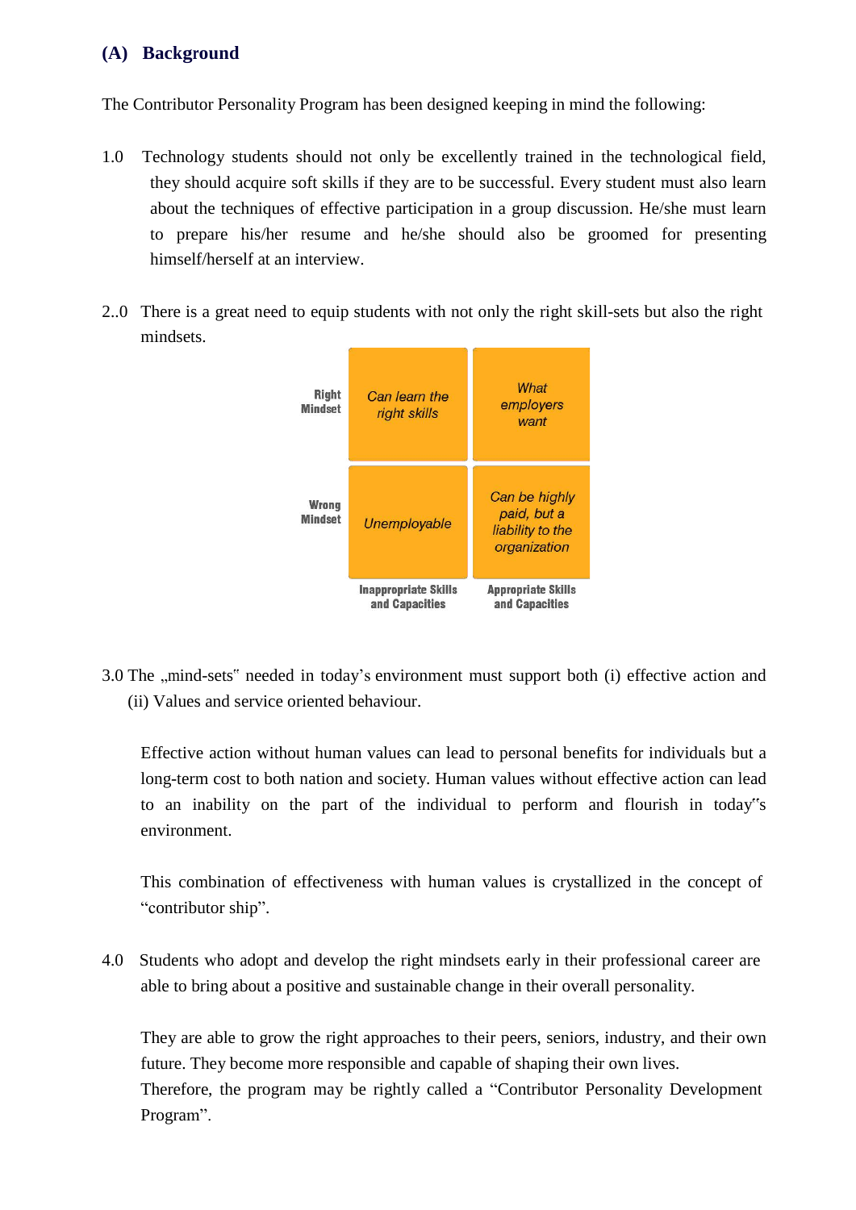## (A) Background

The Contributor Personality Program has been designed keeping in mind the following:

1.0 Technology students should not only be excellently trained in the technological field, they should acquire soft skills if they are to be successful. Every student must also learn about the techniques of effective participation in a group discussion. He/she must learn to prepare his/her resume and he/she should also be groomed for presenting himself/herself at an interview.

2..0 There is a great need to equip students with not only the right skill-sets but also the right mindsets.

| | Inappropriate Skills and Capacities | Appropriate Skills and Capacities |
|---|---|---|
| **Right Mindset** | *Can learn the right skills* | *What employers want* |
| **Wrong Mindset** | *Unemployable* | *Can be highly paid, but a liability to the organization* |

3.0 The „mind-sets" needed in today's environment must support both (i) effective action and (ii) Values and service oriented behaviour.

Effective action without human values can lead to personal benefits for individuals but a long-term cost to both nation and society. Human values without effective action can lead to an inability on the part of the individual to perform and flourish in today"s environment.

This combination of effectiveness with human values is crystallized in the concept of "contributor ship".

4.0 Students who adopt and develop the right mindsets early in their professional career are able to bring about a positive and sustainable change in their overall personality.

They are able to grow the right approaches to their peers, seniors, industry, and their own future. They become more responsible and capable of shaping their own lives.
Therefore, the program may be rightly called a "Contributor Personality Development Program".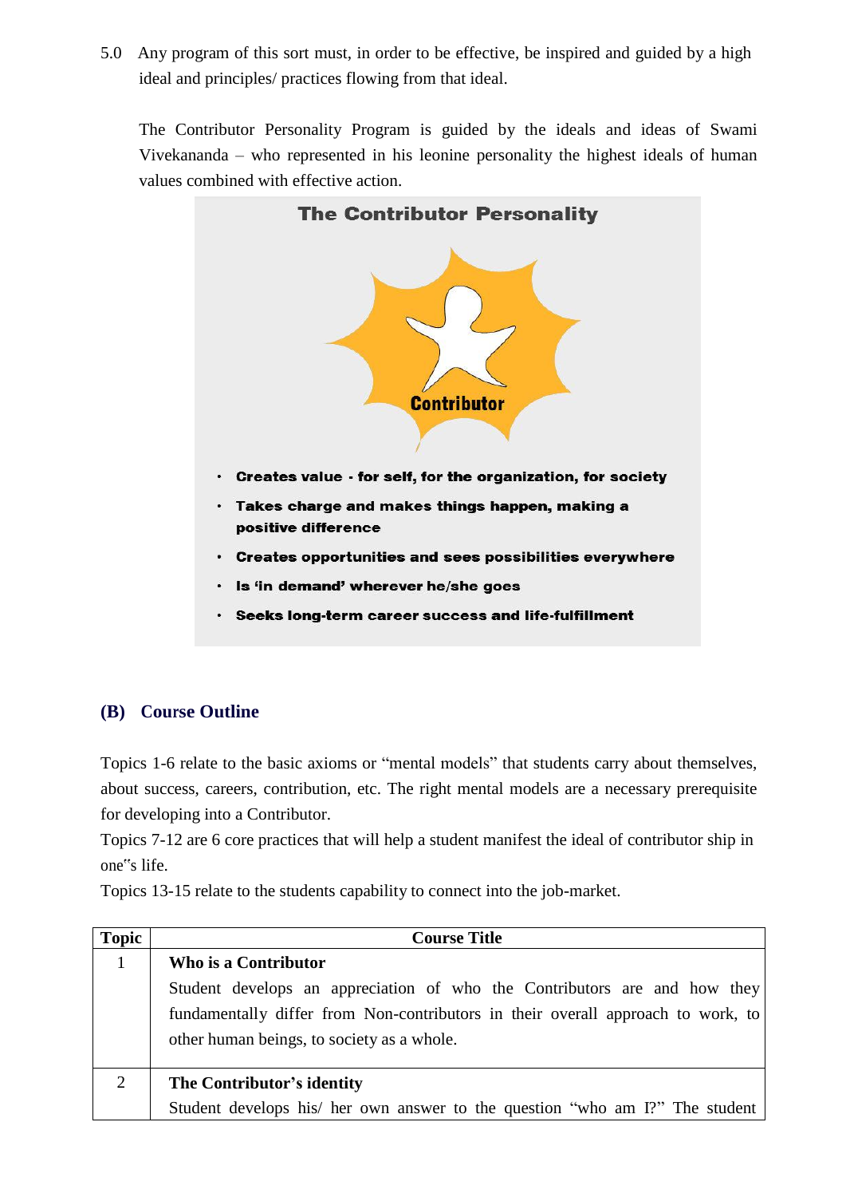5.0 Any program of this sort must, in order to be effective, be inspired and guided by a high ideal and principles/ practices flowing from that ideal.

The Contributor Personality Program is guided by the ideals and ideas of Swami Vivekananda – who represented in his leonine personality the highest ideals of human values combined with effective action.

**The Contributor Personality**

**Contributor**

- **Creates value - for self, for the organization, for society**
- **Takes charge and makes things happen, making a positive difference**
- **Creates opportunities and sees possibilities everywhere**
- **Is 'in demand' wherever he/she goes**
- **Seeks long-term career success and life-fulfillment**

## (B) Course Outline

Topics 1-6 relate to the basic axioms or "mental models" that students carry about themselves, about success, careers, contribution, etc. The right mental models are a necessary prerequisite for developing into a Contributor.

Topics 7-12 are 6 core practices that will help a student manifest the ideal of contributor ship in one"s life.

Topics 13-15 relate to the students capability to connect into the job-market.

| Topic | Course Title |
|---|---|
| 1 | **Who is a Contributor**<br>Student develops an appreciation of who the Contributors are and how they fundamentally differ from Non-contributors in their overall approach to work, to other human beings, to society as a whole. |
| 2 | **The Contributor's identity**<br>Student develops his/ her own answer to the question "who am I?" The student |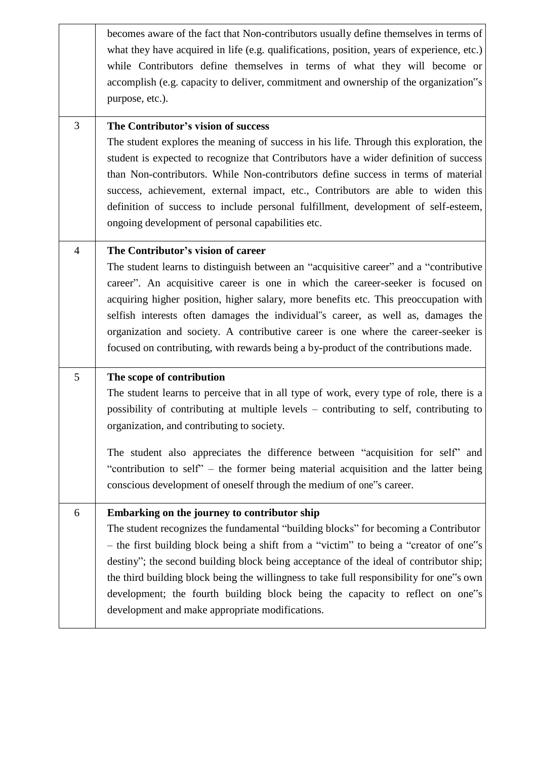|  |  |
| --- | --- |
|  | becomes aware of the fact that Non-contributors usually define themselves in terms of what they have acquired in life (e.g. qualifications, position, years of experience, etc.) while Contributors define themselves in terms of what they will become or accomplish (e.g. capacity to deliver, commitment and ownership of the organization"s purpose, etc.). |
| 3 | **The Contributor's vision of success**<br>The student explores the meaning of success in his life. Through this exploration, the student is expected to recognize that Contributors have a wider definition of success than Non-contributors. While Non-contributors define success in terms of material success, achievement, external impact, etc., Contributors are able to widen this definition of success to include personal fulfillment, development of self-esteem, ongoing development of personal capabilities etc. |
| 4 | **The Contributor's vision of career**<br>The student learns to distinguish between an "acquisitive career" and a "contributive career". An acquisitive career is one in which the career-seeker is focused on acquiring higher position, higher salary, more benefits etc. This preoccupation with selfish interests often damages the individual"s career, as well as, damages the organization and society. A contributive career is one where the career-seeker is focused on contributing, with rewards being a by-product of the contributions made. |
| 5 | **The scope of contribution**<br>The student learns to perceive that in all type of work, every type of role, there is a possibility of contributing at multiple levels – contributing to self, contributing to organization, and contributing to society.<br><br>The student also appreciates the difference between "acquisition for self" and "contribution to self" – the former being material acquisition and the latter being conscious development of oneself through the medium of one"s career. |
| 6 | **Embarking on the journey to contributor ship**<br>The student recognizes the fundamental "building blocks" for becoming a Contributor – the first building block being a shift from a "victim" to being a "creator of one"s destiny"; the second building block being acceptance of the ideal of contributor ship; the third building block being the willingness to take full responsibility for one"s own development; the fourth building block being the capacity to reflect on one"s development and make appropriate modifications. |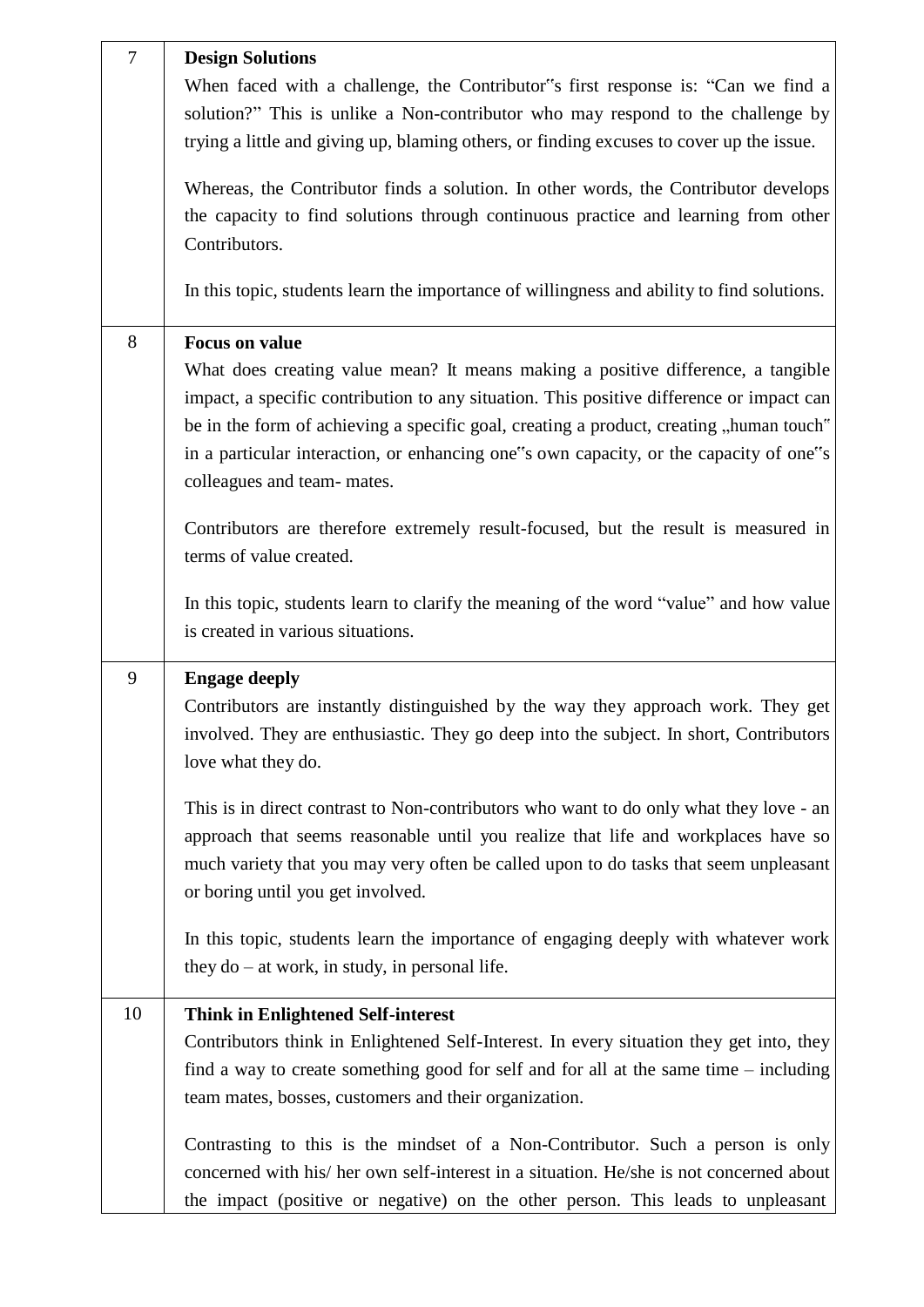| | |
|---|---|
| 7 | **Design Solutions**<br>When faced with a challenge, the Contributor‟s first response is: “Can we find a solution?” This is unlike a Non-contributor who may respond to the challenge by trying a little and giving up, blaming others, or finding excuses to cover up the issue.<br><br>Whereas, the Contributor finds a solution. In other words, the Contributor develops the capacity to find solutions through continuous practice and learning from other Contributors.<br><br>In this topic, students learn the importance of willingness and ability to find solutions. |
| 8 | **Focus on value**<br>What does creating value mean? It means making a positive difference, a tangible impact, a specific contribution to any situation. This positive difference or impact can be in the form of achieving a specific goal, creating a product, creating „human touch‟ in a particular interaction, or enhancing one‟s own capacity, or the capacity of one‟s colleagues and team- mates.<br><br>Contributors are therefore extremely result-focused, but the result is measured in terms of value created.<br><br>In this topic, students learn to clarify the meaning of the word “value” and how value is created in various situations. |
| 9 | **Engage deeply**<br>Contributors are instantly distinguished by the way they approach work. They get involved. They are enthusiastic. They go deep into the subject. In short, Contributors love what they do.<br><br>This is in direct contrast to Non-contributors who want to do only what they love - an approach that seems reasonable until you realize that life and workplaces have so much variety that you may very often be called upon to do tasks that seem unpleasant or boring until you get involved.<br><br>In this topic, students learn the importance of engaging deeply with whatever work they do – at work, in study, in personal life. |
| 10 | **Think in Enlightened Self-interest**<br>Contributors think in Enlightened Self-Interest. In every situation they get into, they find a way to create something good for self and for all at the same time – including team mates, bosses, customers and their organization.<br><br>Contrasting to this is the mindset of a Non-Contributor. Such a person is only concerned with his/ her own self-interest in a situation. He/she is not concerned about the impact (positive or negative) on the other person. This leads to unpleasant |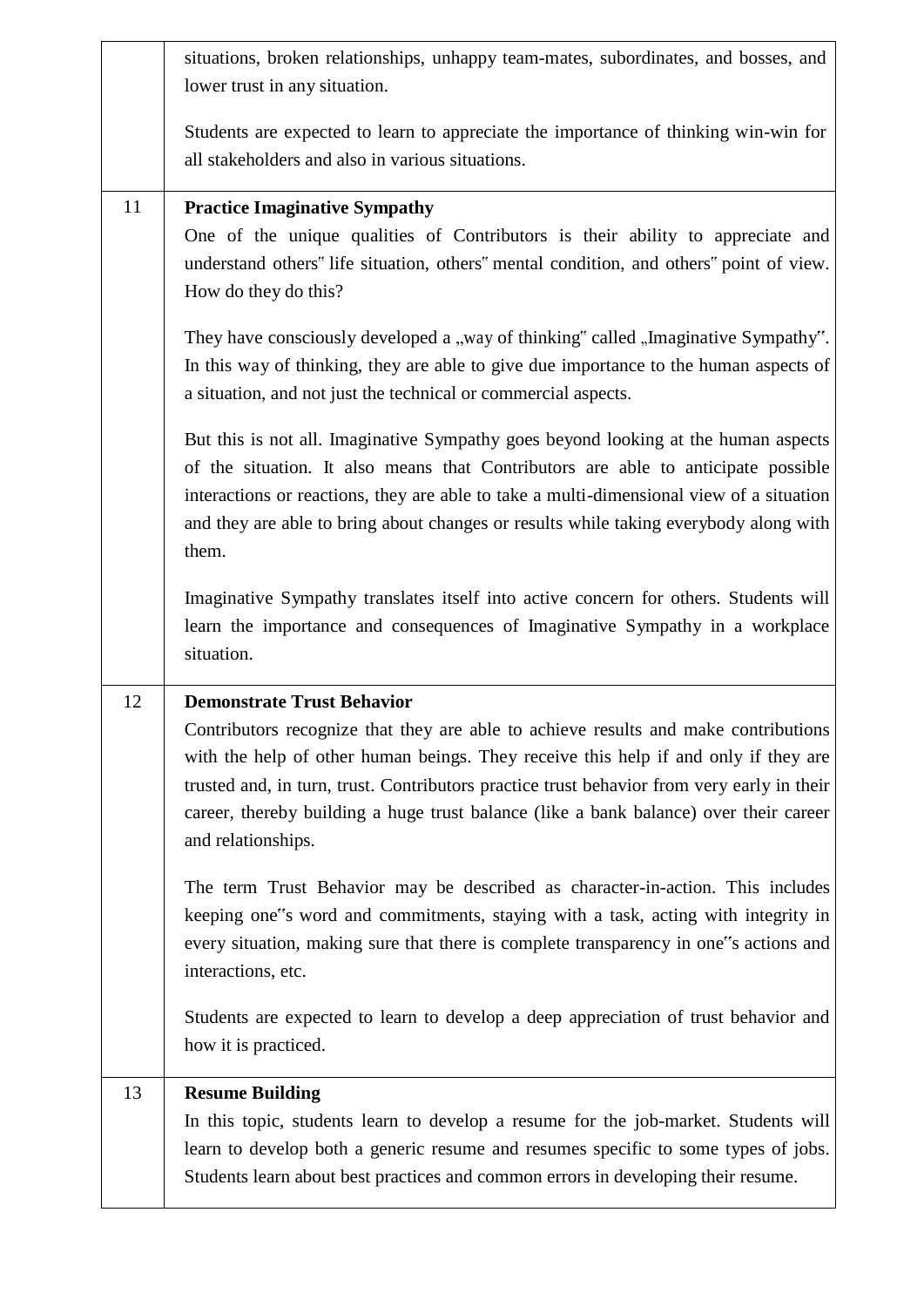| | |
|---|---|
| | situations, broken relationships, unhappy team-mates, subordinates, and bosses, and lower trust in any situation.<br><br>Students are expected to learn to appreciate the importance of thinking win-win for all stakeholders and also in various situations. |
| 11 | **Practice Imaginative Sympathy**<br>One of the unique qualities of Contributors is their ability to appreciate and understand others" life situation, others" mental condition, and others" point of view. How do they do this?<br><br>They have consciously developed a „way of thinking" called „Imaginative Sympathy". In this way of thinking, they are able to give due importance to the human aspects of a situation, and not just the technical or commercial aspects.<br><br>But this is not all. Imaginative Sympathy goes beyond looking at the human aspects of the situation. It also means that Contributors are able to anticipate possible interactions or reactions, they are able to take a multi-dimensional view of a situation and they are able to bring about changes or results while taking everybody along with them.<br><br>Imaginative Sympathy translates itself into active concern for others. Students will learn the importance and consequences of Imaginative Sympathy in a workplace situation. |
| 12 | **Demonstrate Trust Behavior**<br>Contributors recognize that they are able to achieve results and make contributions with the help of other human beings. They receive this help if and only if they are trusted and, in turn, trust. Contributors practice trust behavior from very early in their career, thereby building a huge trust balance (like a bank balance) over their career and relationships.<br><br>The term Trust Behavior may be described as character-in-action. This includes keeping one"s word and commitments, staying with a task, acting with integrity in every situation, making sure that there is complete transparency in one"s actions and interactions, etc.<br><br>Students are expected to learn to develop a deep appreciation of trust behavior and how it is practiced. |
| 13 | **Resume Building**<br>In this topic, students learn to develop a resume for the job-market. Students will learn to develop both a generic resume and resumes specific to some types of jobs. Students learn about best practices and common errors in developing their resume. |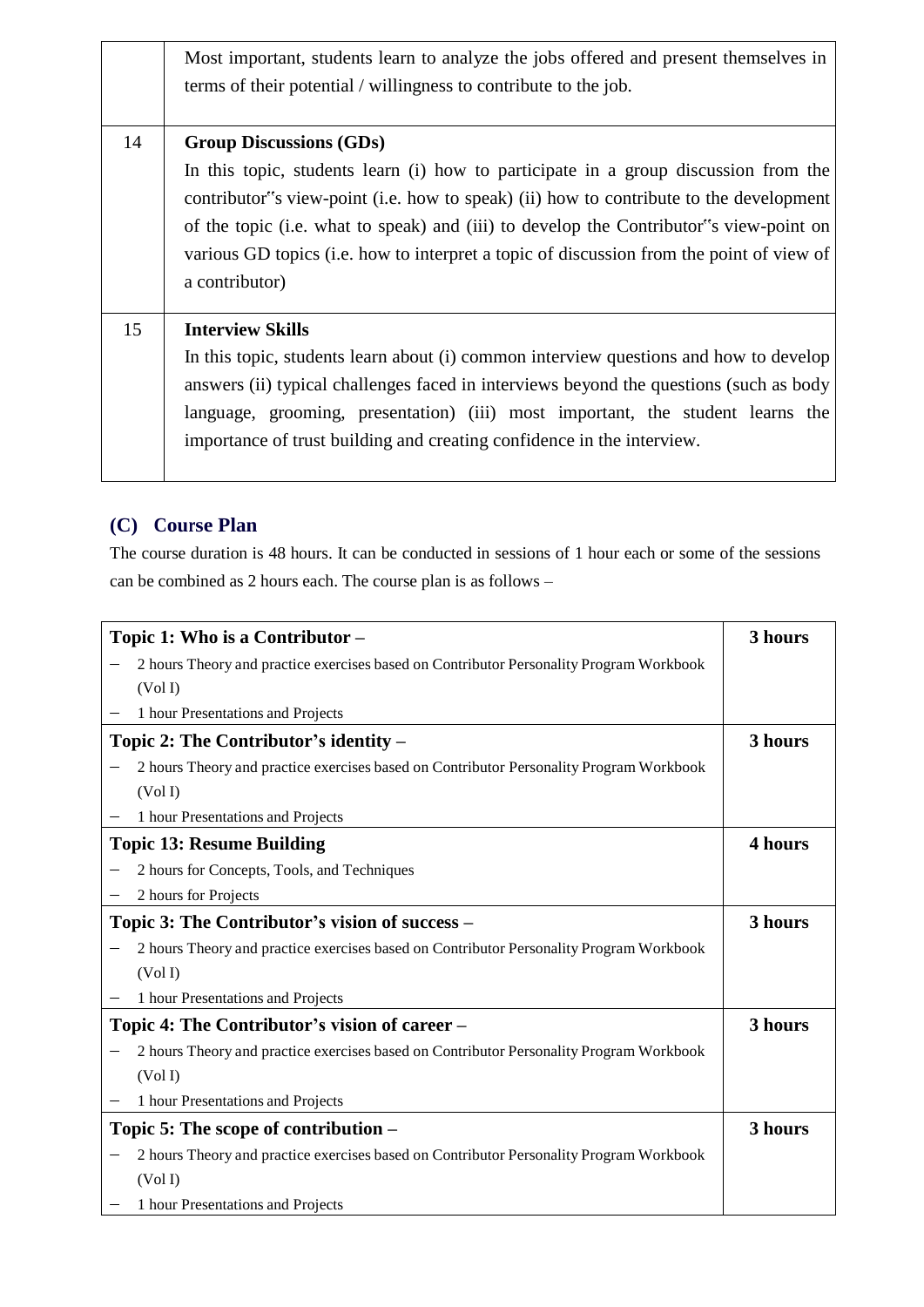| | |
|---|---|
| | Most important, students learn to analyze the jobs offered and present themselves in terms of their potential / willingness to contribute to the job. |
| 14 | **Group Discussions (GDs)**<br>In this topic, students learn (i) how to participate in a group discussion from the contributor"s view-point (i.e. how to speak) (ii) how to contribute to the development of the topic (i.e. what to speak) and (iii) to develop the Contributor"s view-point on various GD topics (i.e. how to interpret a topic of discussion from the point of view of a contributor) |
| 15 | **Interview Skills**<br>In this topic, students learn about (i) common interview questions and how to develop answers (ii) typical challenges faced in interviews beyond the questions (such as body language, grooming, presentation) (iii) most important, the student learns the importance of trust building and creating confidence in the interview. |

## (C) Course Plan

The course duration is 48 hours. It can be conducted in sessions of 1 hour each or some of the sessions can be combined as 2 hours each. The course plan is as follows –

| | |
|---|---|
| **Topic 1: Who is a Contributor –**<br>– 2 hours Theory and practice exercises based on Contributor Personality Program Workbook (Vol I)<br>– 1 hour Presentations and Projects | **3 hours** |
| **Topic 2: The Contributor's identity –**<br>– 2 hours Theory and practice exercises based on Contributor Personality Program Workbook (Vol I)<br>– 1 hour Presentations and Projects | **3 hours** |
| **Topic 13: Resume Building**<br>– 2 hours for Concepts, Tools, and Techniques<br>– 2 hours for Projects | **4 hours** |
| **Topic 3: The Contributor's vision of success –**<br>– 2 hours Theory and practice exercises based on Contributor Personality Program Workbook (Vol I)<br>– 1 hour Presentations and Projects | **3 hours** |
| **Topic 4: The Contributor's vision of career –**<br>– 2 hours Theory and practice exercises based on Contributor Personality Program Workbook (Vol I)<br>– 1 hour Presentations and Projects | **3 hours** |
| **Topic 5: The scope of contribution –**<br>– 2 hours Theory and practice exercises based on Contributor Personality Program Workbook (Vol I)<br>– 1 hour Presentations and Projects | **3 hours** |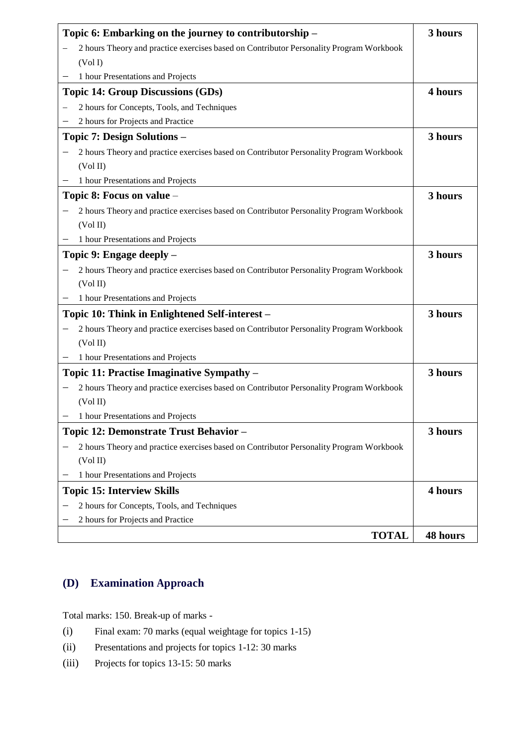| | |
|---|---|
| **Topic 6: Embarking on the journey to contributorship –**<br>– 2 hours Theory and practice exercises based on Contributor Personality Program Workbook (Vol I)<br>– 1 hour Presentations and Projects | **3 hours** |
| **Topic 14: Group Discussions (GDs)**<br>– 2 hours for Concepts, Tools, and Techniques<br>– 2 hours for Projects and Practice | **4 hours** |
| **Topic 7: Design Solutions –**<br>– 2 hours Theory and practice exercises based on Contributor Personality Program Workbook (Vol II)<br>– 1 hour Presentations and Projects | **3 hours** |
| **Topic 8: Focus on value** –<br>– 2 hours Theory and practice exercises based on Contributor Personality Program Workbook (Vol II)<br>– 1 hour Presentations and Projects | **3 hours** |
| **Topic 9: Engage deeply –**<br>– 2 hours Theory and practice exercises based on Contributor Personality Program Workbook (Vol II)<br>– 1 hour Presentations and Projects | **3 hours** |
| **Topic 10: Think in Enlightened Self-interest –**<br>– 2 hours Theory and practice exercises based on Contributor Personality Program Workbook (Vol II)<br>– 1 hour Presentations and Projects | **3 hours** |
| **Topic 11: Practise Imaginative Sympathy –**<br>– 2 hours Theory and practice exercises based on Contributor Personality Program Workbook (Vol II)<br>– 1 hour Presentations and Projects | **3 hours** |
| **Topic 12: Demonstrate Trust Behavior –**<br>– 2 hours Theory and practice exercises based on Contributor Personality Program Workbook (Vol II)<br>– 1 hour Presentations and Projects | **3 hours** |
| **Topic 15: Interview Skills**<br>– 2 hours for Concepts, Tools, and Techniques<br>– 2 hours for Projects and Practice | **4 hours** |
| **TOTAL** | **48 hours** |

## (D) Examination Approach

Total marks: 150. Break-up of marks -

(i) Final exam: 70 marks (equal weightage for topics 1-15)

(ii) Presentations and projects for topics 1-12: 30 marks

(iii) Projects for topics 13-15: 50 marks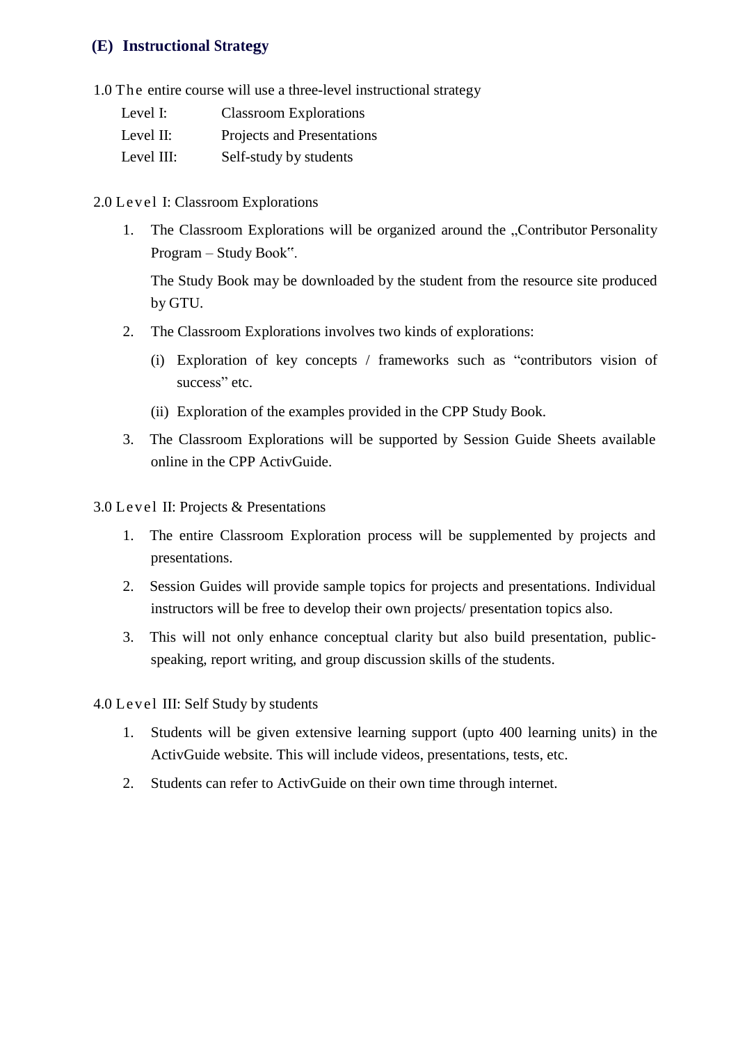## (E) Instructional Strategy

1.0 The entire course will use a three-level instructional strategy

| | |
|---|---|
| Level I: | Classroom Explorations |
| Level II: | Projects and Presentations |
| Level III: | Self-study by students |

2.0 Level I: Classroom Explorations

1. The Classroom Explorations will be organized around the „Contributor Personality Program – Study Book".

   The Study Book may be downloaded by the student from the resource site produced by GTU.

2. The Classroom Explorations involves two kinds of explorations:

   (i) Exploration of key concepts / frameworks such as "contributors vision of success" etc.

   (ii) Exploration of the examples provided in the CPP Study Book.

3. The Classroom Explorations will be supported by Session Guide Sheets available online in the CPP ActivGuide.

3.0 Level II: Projects & Presentations

1. The entire Classroom Exploration process will be supplemented by projects and presentations.

2. Session Guides will provide sample topics for projects and presentations. Individual instructors will be free to develop their own projects/ presentation topics also.

3. This will not only enhance conceptual clarity but also build presentation, public-speaking, report writing, and group discussion skills of the students.

4.0 Level III: Self Study by students

1. Students will be given extensive learning support (upto 400 learning units) in the ActivGuide website. This will include videos, presentations, tests, etc.

2. Students can refer to ActivGuide on their own time through internet.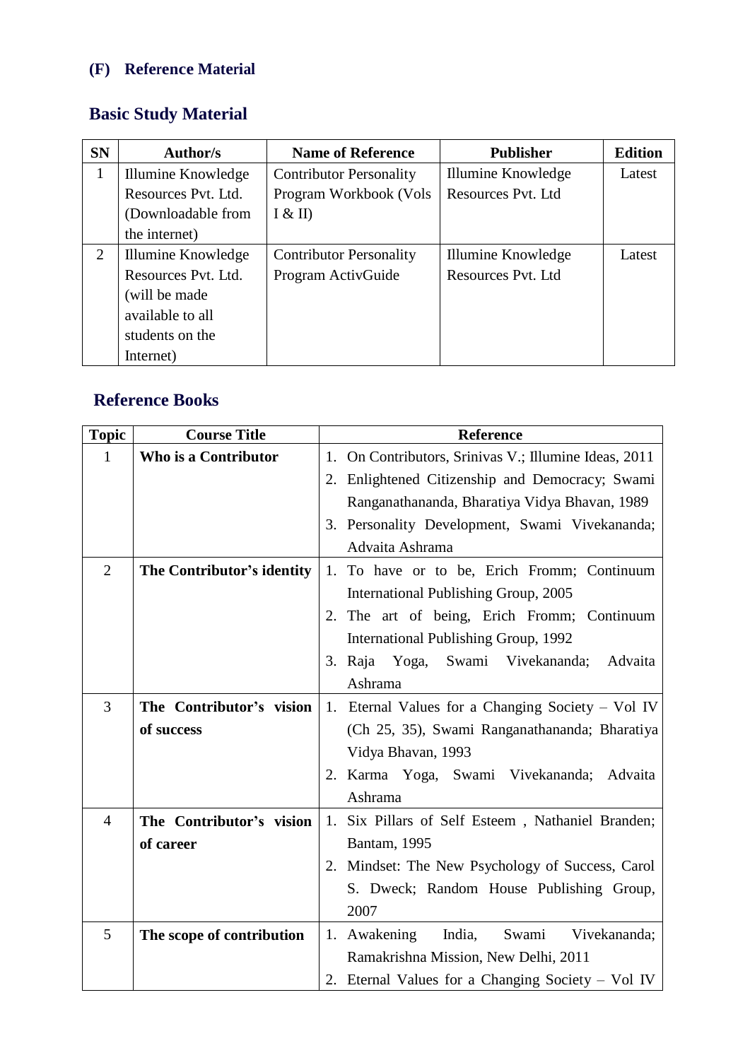## (F) Reference Material

### Basic Study Material

| SN | Author/s | Name of Reference | Publisher | Edition |
|---|---|---|---|---|
| 1 | Illumine Knowledge Resources Pvt. Ltd. (Downloadable from the internet) | Contributor Personality Program Workbook (Vols I & II) | Illumine Knowledge Resources Pvt. Ltd | Latest |
| 2 | Illumine Knowledge Resources Pvt. Ltd. (will be made available to all students on the Internet) | Contributor Personality Program ActivGuide | Illumine Knowledge Resources Pvt. Ltd | Latest |

### Reference Books

| Topic | Course Title | Reference |
|---|---|---|
| 1 | **Who is a Contributor** | 1. On Contributors, Srinivas V.; Illumine Ideas, 2011<br>2. Enlightened Citizenship and Democracy; Swami Ranganathananda, Bharatiya Vidya Bhavan, 1989<br>3. Personality Development, Swami Vivekananda; Advaita Ashrama |
| 2 | **The Contributor's identity** | 1. To have or to be, Erich Fromm; Continuum International Publishing Group, 2005<br>2. The art of being, Erich Fromm; Continuum International Publishing Group, 1992<br>3. Raja Yoga, Swami Vivekananda; Advaita Ashrama |
| 3 | **The Contributor's vision of success** | 1. Eternal Values for a Changing Society – Vol IV (Ch 25, 35), Swami Ranganathananda; Bharatiya Vidya Bhavan, 1993<br>2. Karma Yoga, Swami Vivekananda; Advaita Ashrama |
| 4 | **The Contributor's vision of career** | 1. Six Pillars of Self Esteem , Nathaniel Branden; Bantam, 1995<br>2. Mindset: The New Psychology of Success, Carol S. Dweck; Random House Publishing Group, 2007 |
| 5 | **The scope of contribution** | 1. Awakening India, Swami Vivekananda; Ramakrishna Mission, New Delhi, 2011<br>2. Eternal Values for a Changing Society – Vol IV |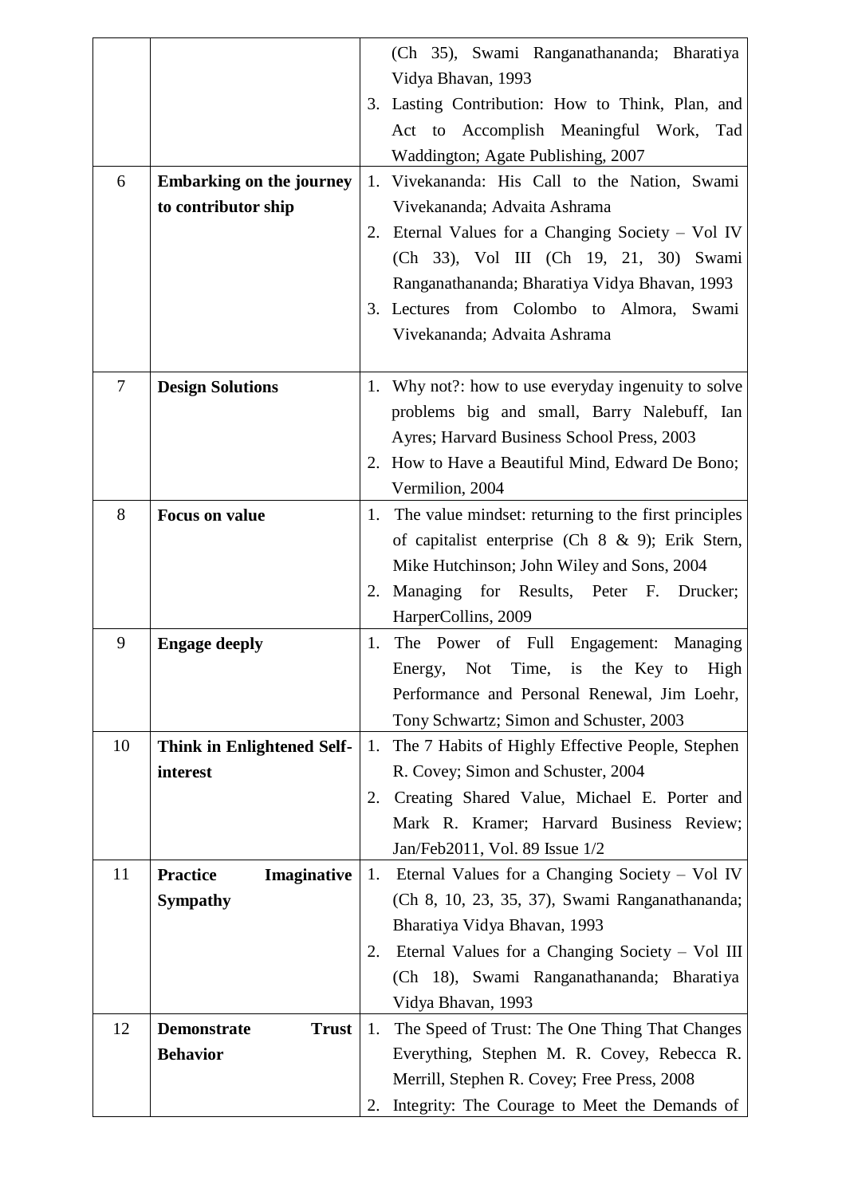|  |  |  |
|---|---|---|
|  |  | (Ch 35), Swami Ranganathananda; Bharatiya Vidya Bhavan, 1993<br>3. Lasting Contribution: How to Think, Plan, and Act to Accomplish Meaningful Work, Tad Waddington; Agate Publishing, 2007 |
| 6 | **Embarking on the journey to contributor ship** | 1. Vivekananda: His Call to the Nation, Swami Vivekananda; Advaita Ashrama<br>2. Eternal Values for a Changing Society – Vol IV (Ch 33), Vol III (Ch 19, 21, 30) Swami Ranganathananda; Bharatiya Vidya Bhavan, 1993<br>3. Lectures from Colombo to Almora, Swami Vivekananda; Advaita Ashrama |
| 7 | **Design Solutions** | 1. Why not?: how to use everyday ingenuity to solve problems big and small, Barry Nalebuff, Ian Ayres; Harvard Business School Press, 2003<br>2. How to Have a Beautiful Mind, Edward De Bono; Vermilion, 2004 |
| 8 | **Focus on value** | 1. The value mindset: returning to the first principles of capitalist enterprise (Ch 8 & 9); Erik Stern, Mike Hutchinson; John Wiley and Sons, 2004<br>2. Managing for Results, Peter F. Drucker; HarperCollins, 2009 |
| 9 | **Engage deeply** | 1. The Power of Full Engagement: Managing Energy, Not Time, is the Key to High Performance and Personal Renewal, Jim Loehr, Tony Schwartz; Simon and Schuster, 2003 |
| 10 | **Think in Enlightened Self-interest** | 1. The 7 Habits of Highly Effective People, Stephen R. Covey; Simon and Schuster, 2004<br>2. Creating Shared Value, Michael E. Porter and Mark R. Kramer; Harvard Business Review; Jan/Feb2011, Vol. 89 Issue 1/2 |
| 11 | **Practice Imaginative Sympathy** | 1. Eternal Values for a Changing Society – Vol IV (Ch 8, 10, 23, 35, 37), Swami Ranganathananda; Bharatiya Vidya Bhavan, 1993<br>2. Eternal Values for a Changing Society – Vol III (Ch 18), Swami Ranganathananda; Bharatiya Vidya Bhavan, 1993 |
| 12 | **Demonstrate Trust Behavior** | 1. The Speed of Trust: The One Thing That Changes Everything, Stephen M. R. Covey, Rebecca R. Merrill, Stephen R. Covey; Free Press, 2008<br>2. Integrity: The Courage to Meet the Demands of |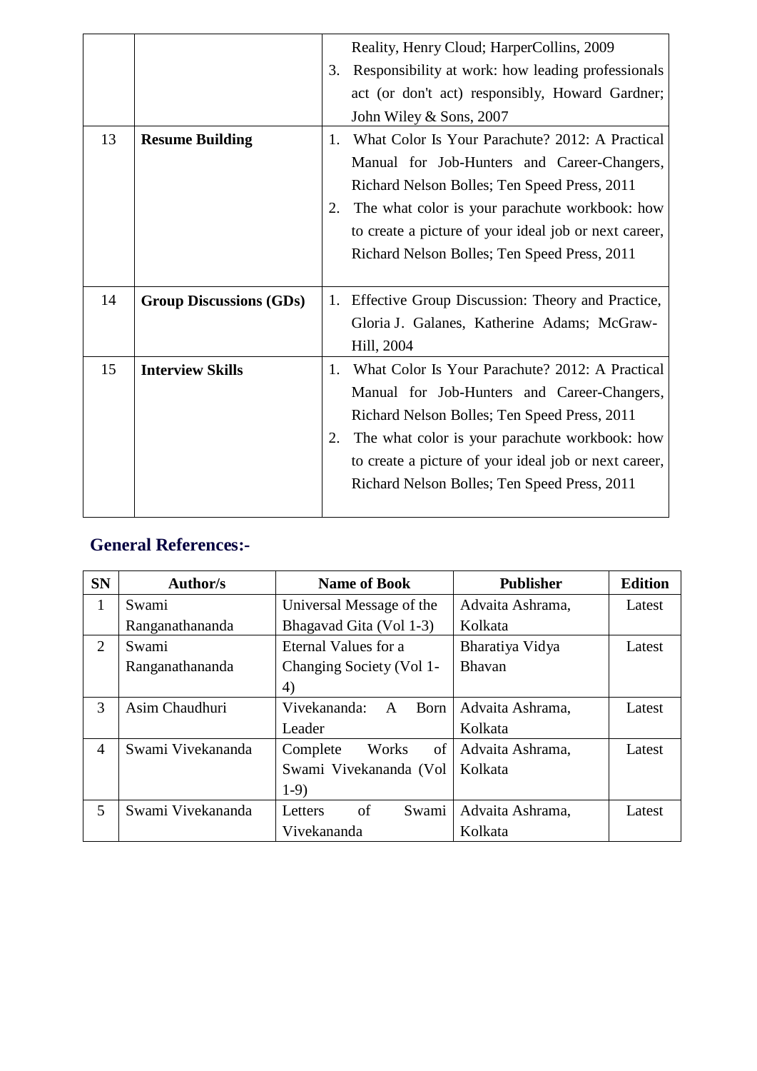| | | |
|---|---|---|
| | | Reality, Henry Cloud; HarperCollins, 2009<br>3. Responsibility at work: how leading professionals act (or don't act) responsibly, Howard Gardner; John Wiley & Sons, 2007 |
| 13 | **Resume Building** | 1. What Color Is Your Parachute? 2012: A Practical Manual for Job-Hunters and Career-Changers, Richard Nelson Bolles; Ten Speed Press, 2011<br>2. The what color is your parachute workbook: how to create a picture of your ideal job or next career, Richard Nelson Bolles; Ten Speed Press, 2011 |
| 14 | **Group Discussions (GDs)** | 1. Effective Group Discussion: Theory and Practice, Gloria J. Galanes, Katherine Adams; McGraw-Hill, 2004 |
| 15 | **Interview Skills** | 1. What Color Is Your Parachute? 2012: A Practical Manual for Job-Hunters and Career-Changers, Richard Nelson Bolles; Ten Speed Press, 2011<br>2. The what color is your parachute workbook: how to create a picture of your ideal job or next career, Richard Nelson Bolles; Ten Speed Press, 2011 |

## General References:-

| SN | Author/s | Name of Book | Publisher | Edition |
|---|---|---|---|---|
| 1 | Swami Ranganathananda | Universal Message of the Bhagavad Gita (Vol 1-3) | Advaita Ashrama, Kolkata | Latest |
| 2 | Swami Ranganathananda | Eternal Values for a Changing Society (Vol 1-4) | Bharatiya Vidya Bhavan | Latest |
| 3 | Asim Chaudhuri | Vivekananda: A Born Leader | Advaita Ashrama, Kolkata | Latest |
| 4 | Swami Vivekananda | Complete Works of Swami Vivekananda (Vol 1-9) | Advaita Ashrama, Kolkata | Latest |
| 5 | Swami Vivekananda | Letters of Swami Vivekananda | Advaita Ashrama, Kolkata | Latest |